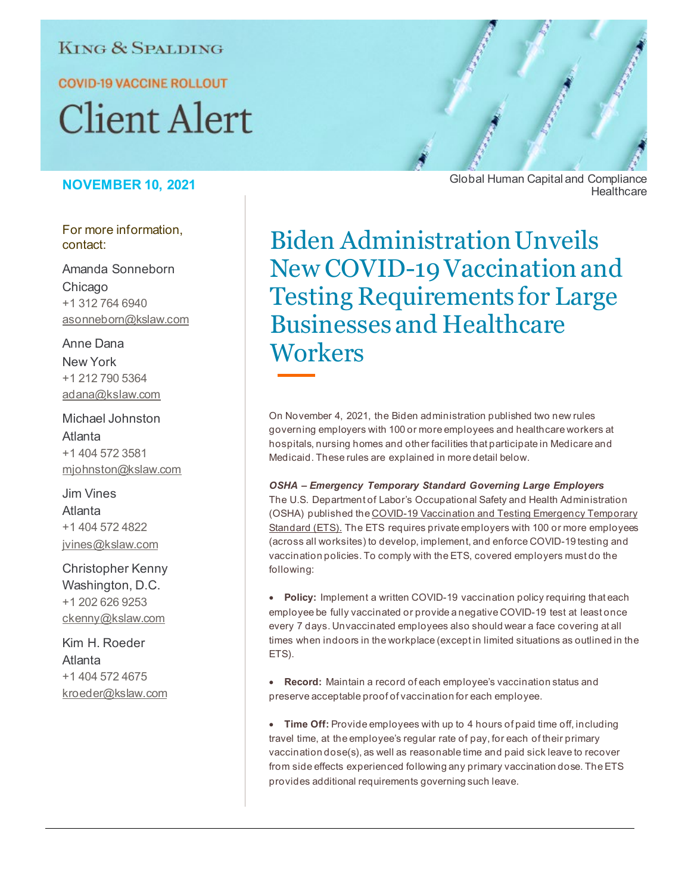KING & SPALDING

COVID-19 VACCINE ROLLOUT

# Client Alert

**NOVEMBER 10, 2021**

Global Human Capital and Compliance
Healthcare

For more information, contact:

Amanda Sonneborn
Chicago
+1 312 764 6940
asonneborn@kslaw.com

Anne Dana
New York
+1 212 790 5364
adana@kslaw.com

Michael Johnston
Atlanta
+1 404 572 3581
mjohnston@kslaw.com

Jim Vines
Atlanta
+1 404 572 4822
jvines@kslaw.com

Christopher Kenny
Washington, D.C.
+1 202 626 9253
ckenny@kslaw.com

Kim H. Roeder
Atlanta
+1 404 572 4675
kroeder@kslaw.com

# Biden Administration Unveils New COVID-19 Vaccination and Testing Requirements for Large Businesses and Healthcare Workers

On November 4, 2021, the Biden administration published two new rules governing employers with 100 or more employees and healthcare workers at hospitals, nursing homes and other facilities that participate in Medicare and Medicaid. These rules are explained in more detail below.

***OSHA – Emergency Temporary Standard Governing Large Employers***

The U.S. Department of Labor's Occupational Safety and Health Administration (OSHA) published the COVID-19 Vaccination and Testing Emergency Temporary Standard (ETS). The ETS requires private employers with 100 or more employees (across all worksites) to develop, implement, and enforce COVID-19 testing and vaccination policies. To comply with the ETS, covered employers must do the following:

- **Policy:** Implement a written COVID-19 vaccination policy requiring that each employee be fully vaccinated or provide a negative COVID-19 test at least once every 7 days. Unvaccinated employees also should wear a face covering at all times when indoors in the workplace (except in limited situations as outlined in the ETS).

- **Record:** Maintain a record of each employee's vaccination status and preserve acceptable proof of vaccination for each employee.

- **Time Off:** Provide employees with up to 4 hours of paid time off, including travel time, at the employee's regular rate of pay, for each of their primary vaccination dose(s), as well as reasonable time and paid sick leave to recover from side effects experienced following any primary vaccination dose. The ETS provides additional requirements governing such leave.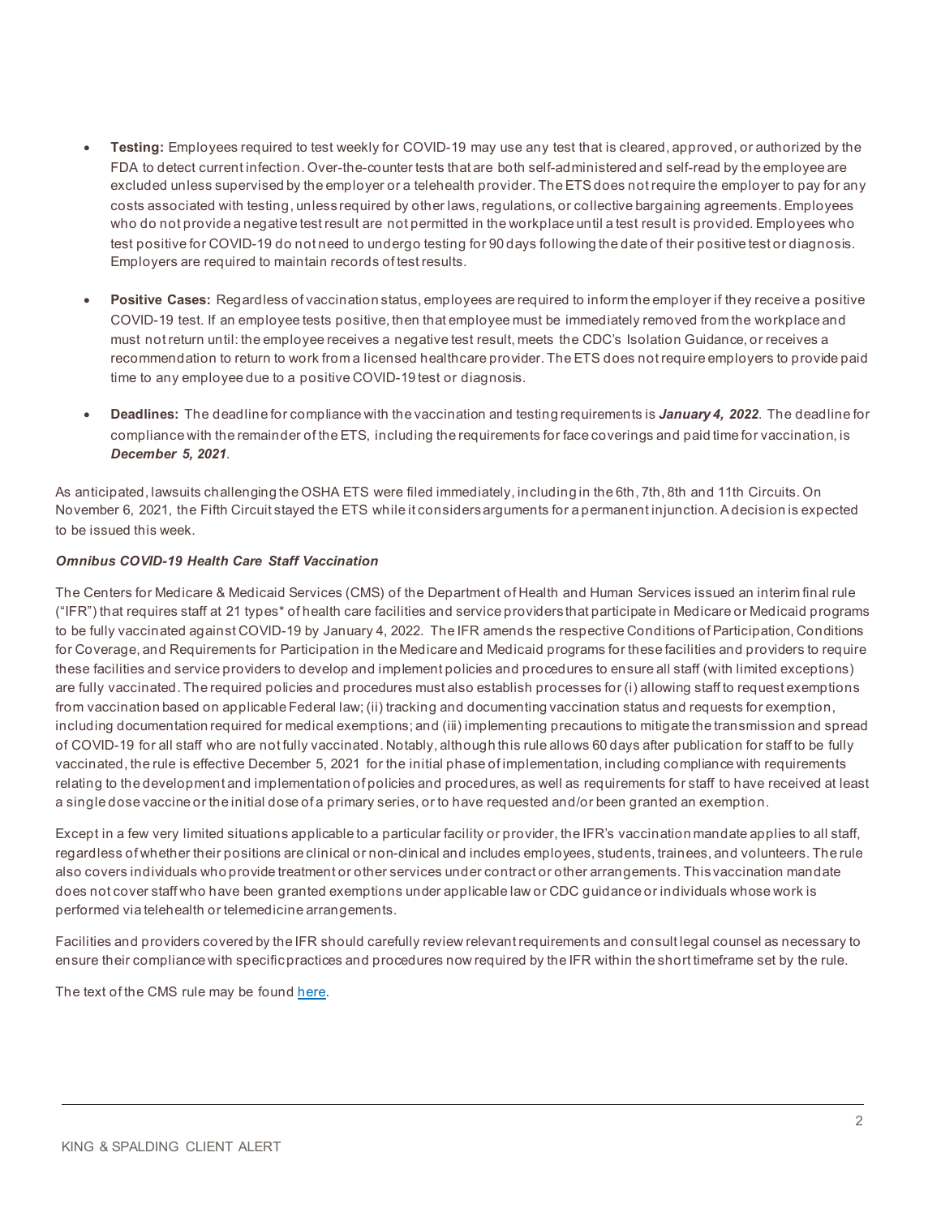- **Testing:** Employees required to test weekly for COVID-19 may use any test that is cleared, approved, or authorized by the FDA to detect current infection. Over-the-counter tests that are both self-administered and self-read by the employee are excluded unless supervised by the employer or a telehealth provider. The ETS does not require the employer to pay for any costs associated with testing, unless required by other laws, regulations, or collective bargaining agreements. Employees who do not provide a negative test result are not permitted in the workplace until a test result is provided. Employees who test positive for COVID-19 do not need to undergo testing for 90 days following the date of their positive test or diagnosis. Employers are required to maintain records of test results.

- **Positive Cases:** Regardless of vaccination status, employees are required to inform the employer if they receive a positive COVID-19 test. If an employee tests positive, then that employee must be immediately removed from the workplace and must not return until: the employee receives a negative test result, meets the CDC's Isolation Guidance, or receives a recommendation to return to work from a licensed healthcare provider. The ETS does not require employers to provide paid time to any employee due to a positive COVID-19 test or diagnosis.

- **Deadlines:** The deadline for compliance with the vaccination and testing requirements is ***January 4, 2022***. The deadline for compliance with the remainder of the ETS, including the requirements for face coverings and paid time for vaccination, is ***December 5, 2021***.

As anticipated, lawsuits challenging the OSHA ETS were filed immediately, including in the 6th, 7th, 8th and 11th Circuits. On November 6, 2021, the Fifth Circuit stayed the ETS while it considers arguments for a permanent injunction. A decision is expected to be issued this week.

***Omnibus COVID-19 Health Care Staff Vaccination***

The Centers for Medicare & Medicaid Services (CMS) of the Department of Health and Human Services issued an interim final rule ("IFR") that requires staff at 21 types* of health care facilities and service providers that participate in Medicare or Medicaid programs to be fully vaccinated against COVID-19 by January 4, 2022. The IFR amends the respective Conditions of Participation, Conditions for Coverage, and Requirements for Participation in the Medicare and Medicaid programs for these facilities and providers to require these facilities and service providers to develop and implement policies and procedures to ensure all staff (with limited exceptions) are fully vaccinated. The required policies and procedures must also establish processes for (i) allowing staff to request exemptions from vaccination based on applicable Federal law; (ii) tracking and documenting vaccination status and requests for exemption, including documentation required for medical exemptions; and (iii) implementing precautions to mitigate the transmission and spread of COVID-19 for all staff who are not fully vaccinated. Notably, although this rule allows 60 days after publication for staff to be fully vaccinated, the rule is effective December 5, 2021 for the initial phase of implementation, including compliance with requirements relating to the development and implementation of policies and procedures, as well as requirements for staff to have received at least a single dose vaccine or the initial dose of a primary series, or to have requested and/or been granted an exemption.

Except in a few very limited situations applicable to a particular facility or provider, the IFR's vaccination mandate applies to all staff, regardless of whether their positions are clinical or non-clinical and includes employees, students, trainees, and volunteers. The rule also covers individuals who provide treatment or other services under contract or other arrangements. This vaccination mandate does not cover staff who have been granted exemptions under applicable law or CDC guidance or individuals whose work is performed via telehealth or telemedicine arrangements.

Facilities and providers covered by the IFR should carefully review relevant requirements and consult legal counsel as necessary to ensure their compliance with specific practices and procedures now required by the IFR within the short timeframe set by the rule.

The text of the CMS rule may be found here.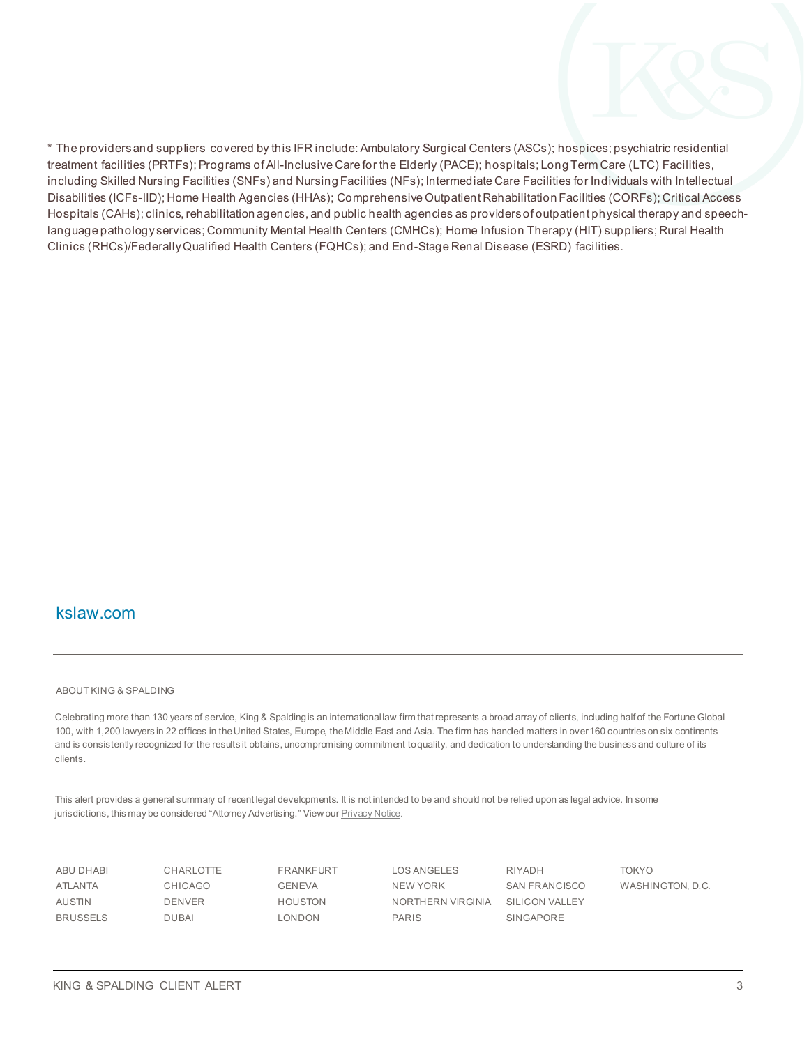* The providers and suppliers covered by this IFR include: Ambulatory Surgical Centers (ASCs); hospices; psychiatric residential treatment facilities (PRTFs); Programs of All-Inclusive Care for the Elderly (PACE); hospitals; Long Term Care (LTC) Facilities, including Skilled Nursing Facilities (SNFs) and Nursing Facilities (NFs); Intermediate Care Facilities for Individuals with Intellectual Disabilities (ICFs-IID); Home Health Agencies (HHAs); Comprehensive Outpatient Rehabilitation Facilities (CORFs); Critical Access Hospitals (CAHs); clinics, rehabilitation agencies, and public health agencies as providers of outpatient physical therapy and speech-language pathology services; Community Mental Health Centers (CMHCs); Home Infusion Therapy (HIT) suppliers; Rural Health Clinics (RHCs)/Federally Qualified Health Centers (FQHCs); and End-Stage Renal Disease (ESRD) facilities.

kslaw.com

ABOUT KING & SPALDING

Celebrating more than 130 years of service, King & Spalding is an international law firm that represents a broad array of clients, including half of the Fortune Global 100, with 1,200 lawyers in 22 offices in the United States, Europe, the Middle East and Asia. The firm has handled matters in over 160 countries on six continents and is consistently recognized for the results it obtains, uncompromising commitment to quality, and dedication to understanding the business and culture of its clients.

This alert provides a general summary of recent legal developments. It is not intended to be and should not be relied upon as legal advice. In some jurisdictions, this may be considered "Attorney Advertising." View our Privacy Notice.

| | | | | | |
|---|---|---|---|---|---|
| ABU DHABI | CHARLOTTE | FRANKFURT | LOS ANGELES | RIYADH | TOKYO |
| ATLANTA | CHICAGO | GENEVA | NEW YORK | SAN FRANCISCO | WASHINGTON, D.C. |
| AUSTIN | DENVER | HOUSTON | NORTHERN VIRGINIA | SILICON VALLEY | |
| BRUSSELS | DUBAI | LONDON | PARIS | SINGAPORE | |